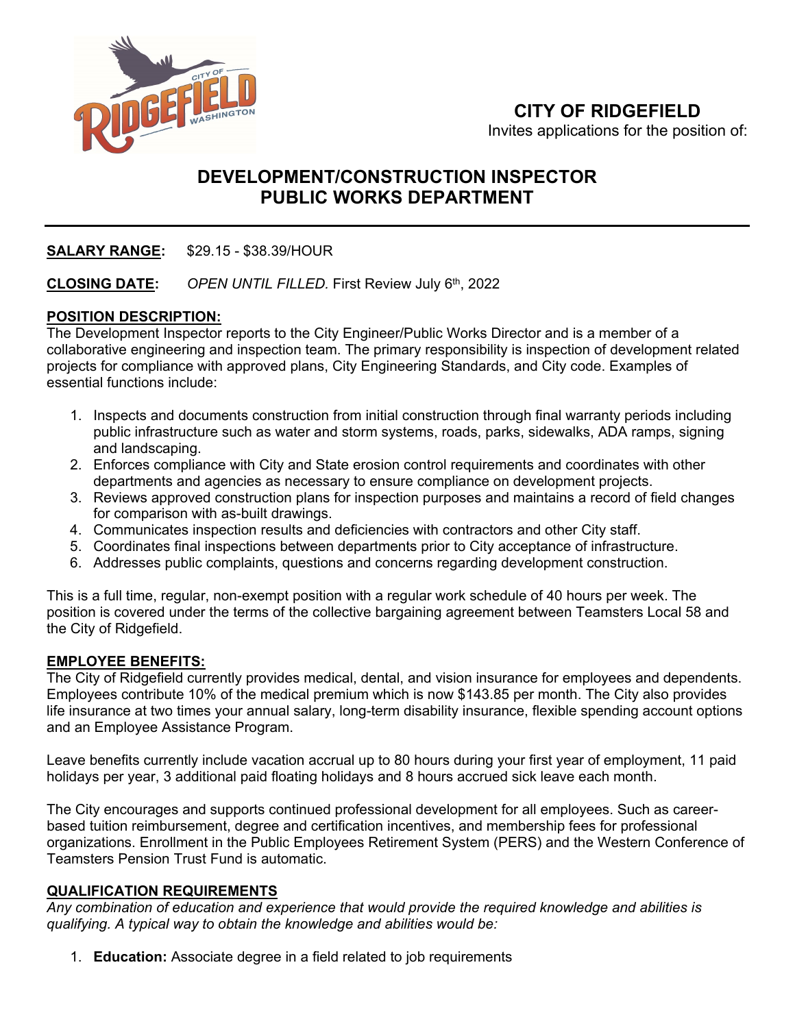# CITY OF RIDGEFIELD

Invites applications for the position of:

## DEVELOPMENT/CONSTRUCTION INSPECTOR
## PUBLIC WORKS DEPARTMENT

---

**SALARY RANGE:** $29.15 - $38.39/HOUR

**CLOSING DATE:** *OPEN UNTIL FILLED.* First Review July 6th, 2022

### POSITION DESCRIPTION:

The Development Inspector reports to the City Engineer/Public Works Director and is a member of a collaborative engineering and inspection team. The primary responsibility is inspection of development related projects for compliance with approved plans, City Engineering Standards, and City code. Examples of essential functions include:

1. Inspects and documents construction from initial construction through final warranty periods including public infrastructure such as water and storm systems, roads, parks, sidewalks, ADA ramps, signing and landscaping.
2. Enforces compliance with City and State erosion control requirements and coordinates with other departments and agencies as necessary to ensure compliance on development projects.
3. Reviews approved construction plans for inspection purposes and maintains a record of field changes for comparison with as-built drawings.
4. Communicates inspection results and deficiencies with contractors and other City staff.
5. Coordinates final inspections between departments prior to City acceptance of infrastructure.
6. Addresses public complaints, questions and concerns regarding development construction.

This is a full time, regular, non-exempt position with a regular work schedule of 40 hours per week. The position is covered under the terms of the collective bargaining agreement between Teamsters Local 58 and the City of Ridgefield.

### EMPLOYEE BENEFITS:

The City of Ridgefield currently provides medical, dental, and vision insurance for employees and dependents. Employees contribute 10% of the medical premium which is now $143.85 per month. The City also provides life insurance at two times your annual salary, long-term disability insurance, flexible spending account options and an Employee Assistance Program.

Leave benefits currently include vacation accrual up to 80 hours during your first year of employment, 11 paid holidays per year, 3 additional paid floating holidays and 8 hours accrued sick leave each month.

The City encourages and supports continued professional development for all employees. Such as career-based tuition reimbursement, degree and certification incentives, and membership fees for professional organizations. Enrollment in the Public Employees Retirement System (PERS) and the Western Conference of Teamsters Pension Trust Fund is automatic.

### QUALIFICATION REQUIREMENTS

*Any combination of education and experience that would provide the required knowledge and abilities is qualifying. A typical way to obtain the knowledge and abilities would be:*

1. **Education:** Associate degree in a field related to job requirements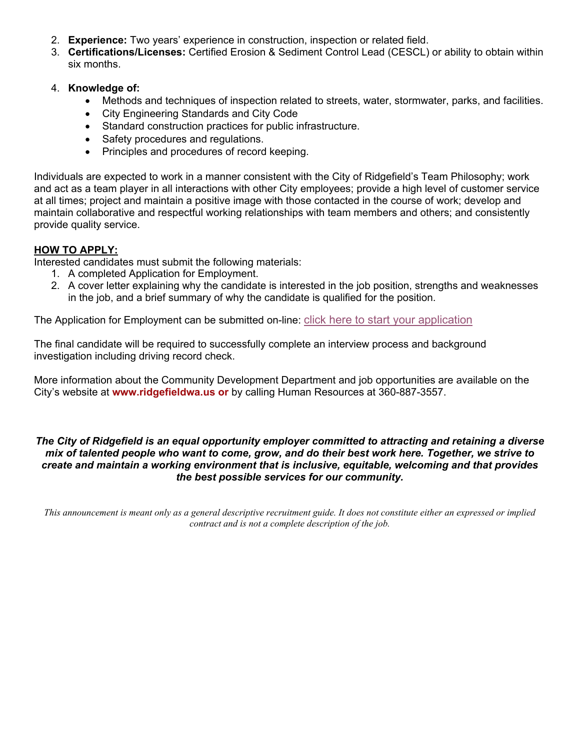2. **Experience:** Two years' experience in construction, inspection or related field.
3. **Certifications/Licenses:** Certified Erosion & Sediment Control Lead (CESCL) or ability to obtain within six months.

4. **Knowledge of:**
   - Methods and techniques of inspection related to streets, water, stormwater, parks, and facilities.
   - City Engineering Standards and City Code
   - Standard construction practices for public infrastructure.
   - Safety procedures and regulations.
   - Principles and procedures of record keeping.

Individuals are expected to work in a manner consistent with the City of Ridgefield's Team Philosophy; work and act as a team player in all interactions with other City employees; provide a high level of customer service at all times; project and maintain a positive image with those contacted in the course of work; develop and maintain collaborative and respectful working relationships with team members and others; and consistently provide quality service.

**HOW TO APPLY:**

Interested candidates must submit the following materials:

1. A completed Application for Employment.
2. A cover letter explaining why the candidate is interested in the job position, strengths and weaknesses in the job, and a brief summary of why the candidate is qualified for the position.

The Application for Employment can be submitted on-line: click here to start your application

The final candidate will be required to successfully complete an interview process and background investigation including driving record check.

More information about the Community Development Department and job opportunities are available on the City's website at **www.ridgefieldwa.us or** by calling Human Resources at 360-887-3557.

***The City of Ridgefield is an equal opportunity employer committed to attracting and retaining a diverse mix of talented people who want to come, grow, and do their best work here. Together, we strive to create and maintain a working environment that is inclusive, equitable, welcoming and that provides the best possible services for our community.***

*This announcement is meant only as a general descriptive recruitment guide. It does not constitute either an expressed or implied contract and is not a complete description of the job.*